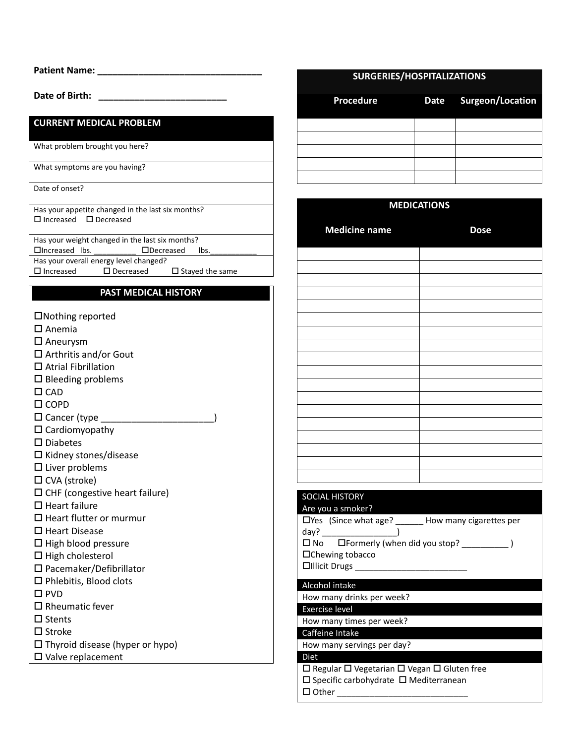**Patient Name:** ________________________________

**Date of Birth:** _________________________

## CURRENT MEDICAL PROBLEM

What problem brought you here?

What symptoms are you having?

Date of onset?

Has your appetite changed in the last six months?
☐ Increased ☐ Decreased

Has your weight changed in the last six months?
☐Increased lbs. __________ ☐Decreased lbs.___________

Has your overall energy level changed?
☐ Increased ☐ Decreased ☐ Stayed the same

## PAST MEDICAL HISTORY

- ☐Nothing reported
- ☐ Anemia
- ☐ Aneurysm
- ☐ Arthritis and/or Gout
- ☐ Atrial Fibrillation
- ☐ Bleeding problems
- ☐ CAD
- ☐ COPD
- ☐ Cancer (type ______________________)
- ☐ Cardiomyopathy
- ☐ Diabetes
- ☐ Kidney stones/disease
- ☐ Liver problems
- ☐ CVA (stroke)
- ☐ CHF (congestive heart failure)
- ☐ Heart failure
- ☐ Heart flutter or murmur
- ☐ Heart Disease
- ☐ High blood pressure
- ☐ High cholesterol
- ☐ Pacemaker/Defibrillator
- ☐ Phlebitis, Blood clots
- ☐ PVD
- ☐ Rheumatic fever
- ☐ Stents
- ☐ Stroke
- ☐ Thyroid disease (hyper or hypo)
- ☐ Valve replacement

## SURGERIES/HOSPITALIZATIONS

| Procedure | Date | Surgeon/Location |
|---|---|---|
| | | |
| | | |
| | | |
| | | |
| | | |

## MEDICATIONS

| Medicine name | Dose |
|---|---|
| | |
| | |
| | |
| | |
| | |
| | |
| | |
| | |
| | |
| | |
| | |
| | |
| | |
| | |
| | |
| | |
| | |
| | |

## SOCIAL HISTORY

**Are you a smoker?**

☐Yes (Since what age? ______ How many cigarettes per day? ________________)
☐ No ☐Formerly (when did you stop? __________ )
☐Chewing tobacco
☐Illicit Drugs ________________________

**Alcohol intake**

How many drinks per week?

**Exercise level**

How many times per week?

**Caffeine Intake**

How many servings per day?

**Diet**

☐ Regular ☐ Vegetarian ☐ Vegan ☐ Gluten free
☐ Specific carbohydrate ☐ Mediterranean
☐ Other ___________________________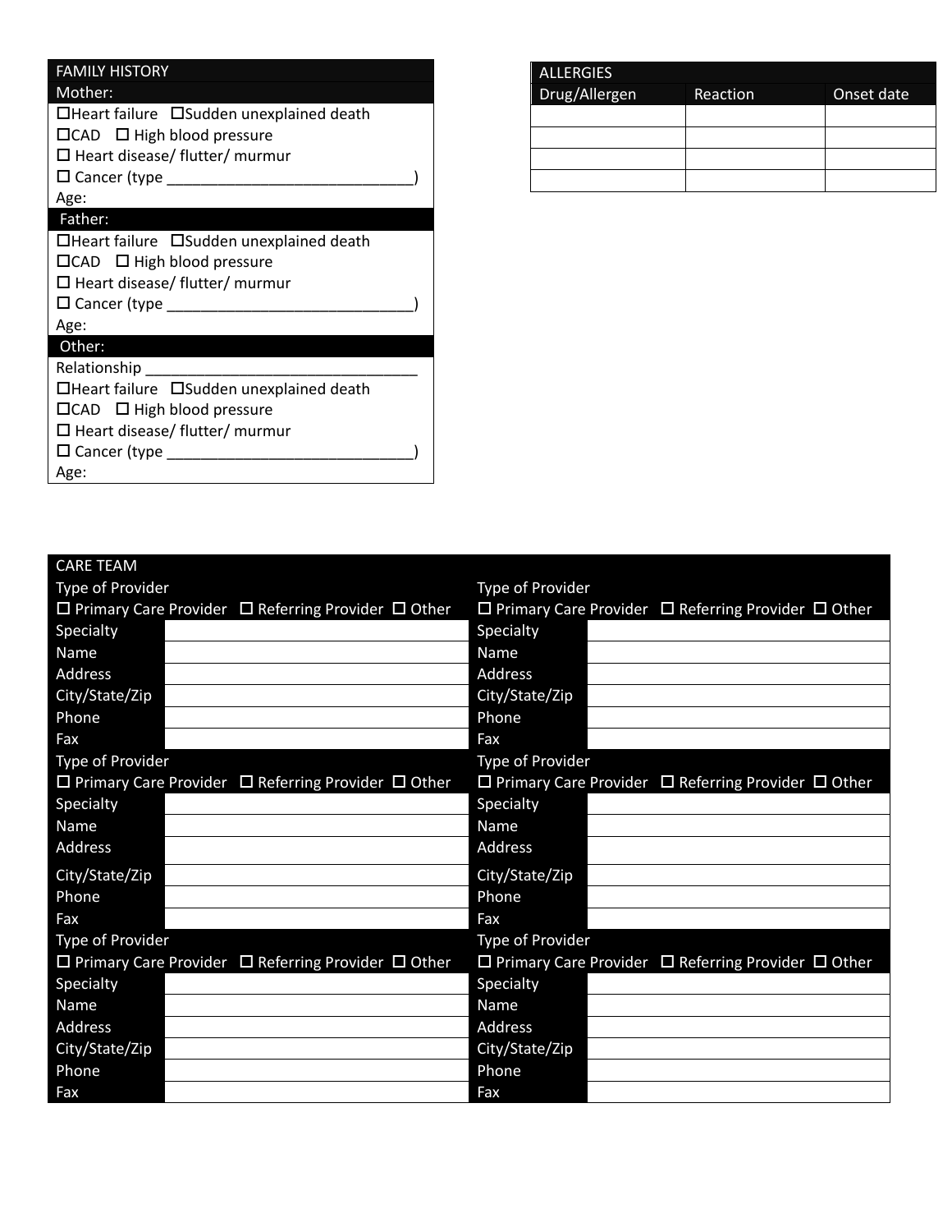## FAMILY HISTORY

**Mother:**

☐Heart failure ☐Sudden unexplained death
☐CAD ☐ High blood pressure
☐ Heart disease/ flutter/ murmur
☐ Cancer (type ______________________________)
Age:

**Father:**

☐Heart failure ☐Sudden unexplained death
☐CAD ☐ High blood pressure
☐ Heart disease/ flutter/ murmur
☐ Cancer (type ______________________________)
Age:

**Other:**

Relationship ________________________________
☐Heart failure ☐Sudden unexplained death
☐CAD ☐ High blood pressure
☐ Heart disease/ flutter/ murmur
☐ Cancer (type ______________________________)
Age:

## ALLERGIES

| Drug/Allergen | Reaction | Onset date |
|---|---|---|
| | | |
| | | |
| | | |
| | | |

## CARE TEAM

| Type of Provider | | Type of Provider | |
|---|---|---|---|
| ☐ Primary Care Provider ☐ Referring Provider ☐ Other | | ☐ Primary Care Provider ☐ Referring Provider ☐ Other | |
| Specialty | | Specialty | |
| Name | | Name | |
| Address | | Address | |
| City/State/Zip | | City/State/Zip | |
| Phone | | Phone | |
| Fax | | Fax | |
| Type of Provider | | Type of Provider | |
| ☐ Primary Care Provider ☐ Referring Provider ☐ Other | | ☐ Primary Care Provider ☐ Referring Provider ☐ Other | |
| Specialty | | Specialty | |
| Name | | Name | |
| Address | | Address | |
| City/State/Zip | | City/State/Zip | |
| Phone | | Phone | |
| Fax | | Fax | |
| Type of Provider | | Type of Provider | |
| ☐ Primary Care Provider ☐ Referring Provider ☐ Other | | ☐ Primary Care Provider ☐ Referring Provider ☐ Other | |
| Specialty | | Specialty | |
| Name | | Name | |
| Address | | Address | |
| City/State/Zip | | City/State/Zip | |
| Phone | | Phone | |
| Fax | | Fax | |